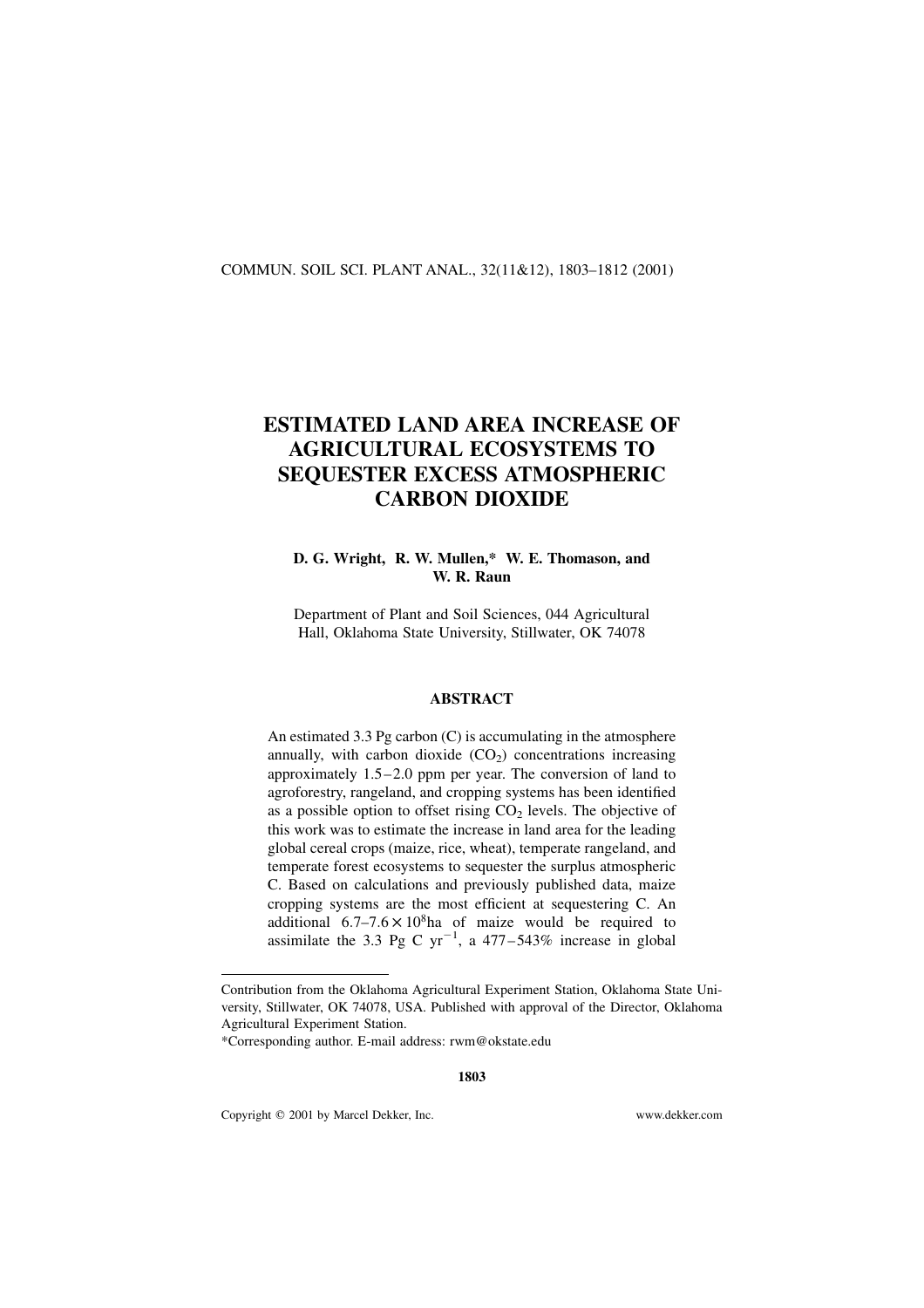# ESTIMATED LAND AREA INCREASE OF AGRICULTURAL ECOSYSTEMS TO SEQUESTER EXCESS ATMOSPHERIC CARBON DIOXIDE

**D. G. Wright, R. W. Mullen,* W. E. Thomason, and W. R. Raun**

Department of Plant and Soil Sciences, 044 Agricultural Hall, Oklahoma State University, Stillwater, OK 74078

## ABSTRACT

An estimated 3.3 Pg carbon (C) is accumulating in the atmosphere annually, with carbon dioxide ($CO_2$) concentrations increasing approximately 1.5–2.0 ppm per year. The conversion of land to agroforestry, rangeland, and cropping systems has been identified as a possible option to offset rising $CO_2$ levels. The objective of this work was to estimate the increase in land area for the leading global cereal crops (maize, rice, wheat), temperate rangeland, and temperate forest ecosystems to sequester the surplus atmospheric C. Based on calculations and previously published data, maize cropping systems are the most efficient at sequestering C. An additional $6.7–7.6 \times 10^8$ha of maize would be required to assimilate the 3.3 Pg C $yr^{-1}$, a 477–543% increase in global

---

Contribution from the Oklahoma Agricultural Experiment Station, Oklahoma State University, Stillwater, OK 74078, USA. Published with approval of the Director, Oklahoma Agricultural Experiment Station.

*Corresponding author. E-mail address: rwm@okstate.edu

Copyright © 2001 by Marcel Dekker, Inc. www.dekker.com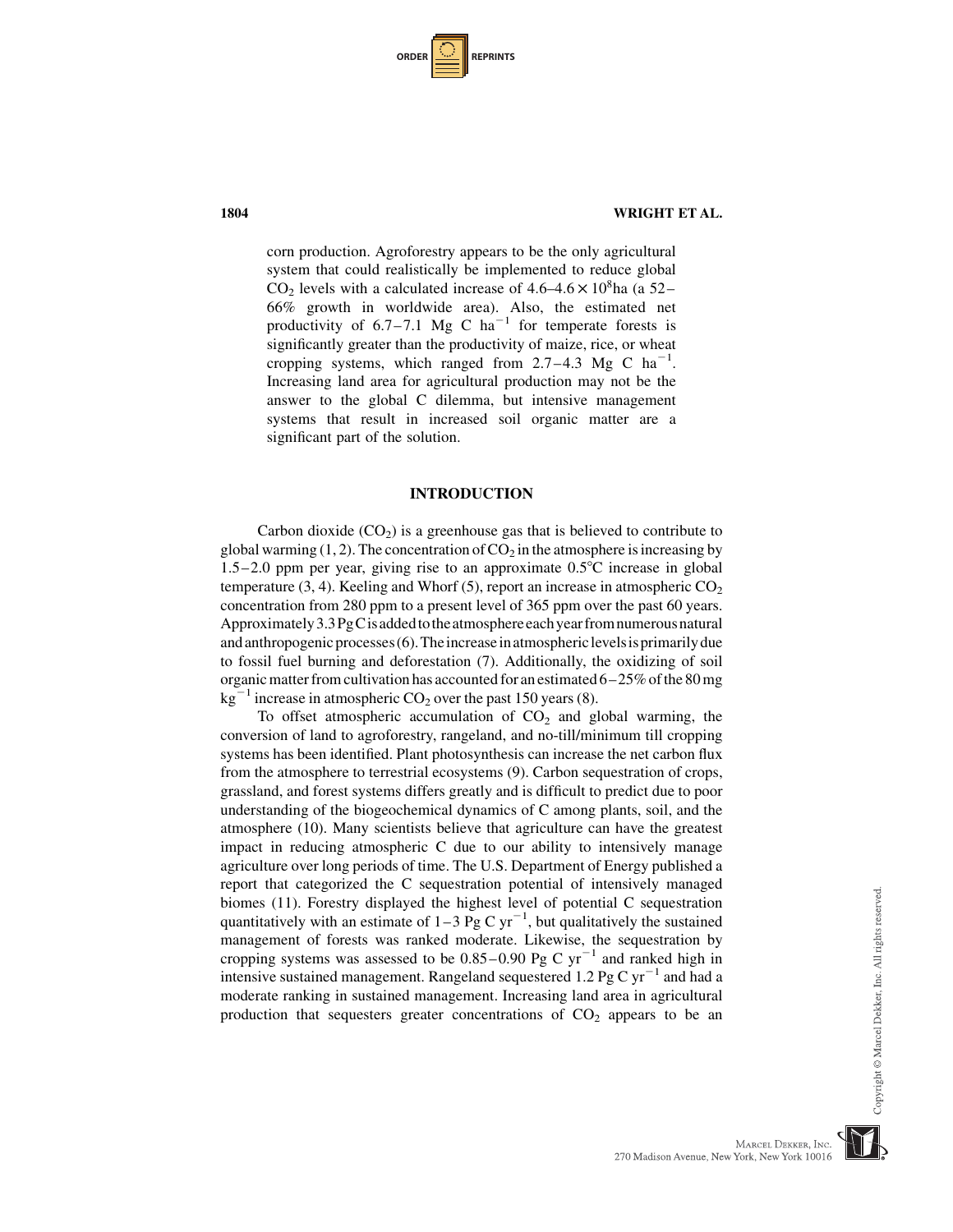corn production. Agroforestry appears to be the only agricultural system that could realistically be implemented to reduce global $CO_2$ levels with a calculated increase of $4.6–4.6 \times 10^8$ha (a 52–66% growth in worldwide area). Also, the estimated net productivity of 6.7–7.1 Mg C $ha^{-1}$ for temperate forests is significantly greater than the productivity of maize, rice, or wheat cropping systems, which ranged from 2.7–4.3 Mg C $ha^{-1}$. Increasing land area for agricultural production may not be the answer to the global C dilemma, but intensive management systems that result in increased soil organic matter are a significant part of the solution.

## INTRODUCTION

Carbon dioxide ($CO_2$) is a greenhouse gas that is believed to contribute to global warming (1, 2). The concentration of $CO_2$ in the atmosphere is increasing by 1.5–2.0 ppm per year, giving rise to an approximate 0.5°C increase in global temperature (3, 4). Keeling and Whorf (5), report an increase in atmospheric $CO_2$ concentration from 280 ppm to a present level of 365 ppm over the past 60 years. Approximately 3.3 Pg C is added to the atmosphere each year from numerous natural and anthropogenic processes (6). The increase in atmospheric levels is primarily due to fossil fuel burning and deforestation (7). Additionally, the oxidizing of soil organic matter from cultivation has accounted for an estimated 6–25% of the 80 mg $kg^{-1}$ increase in atmospheric $CO_2$ over the past 150 years (8).

To offset atmospheric accumulation of $CO_2$ and global warming, the conversion of land to agroforestry, rangeland, and no-till/minimum till cropping systems has been identified. Plant photosynthesis can increase the net carbon flux from the atmosphere to terrestrial ecosystems (9). Carbon sequestration of crops, grassland, and forest systems differs greatly and is difficult to predict due to poor understanding of the biogeochemical dynamics of C among plants, soil, and the atmosphere (10). Many scientists believe that agriculture can have the greatest impact in reducing atmospheric C due to our ability to intensively manage agriculture over long periods of time. The U.S. Department of Energy published a report that categorized the C sequestration potential of intensively managed biomes (11). Forestry displayed the highest level of potential C sequestration quantitatively with an estimate of 1–3 Pg C $yr^{-1}$, but qualitatively the sustained management of forests was ranked moderate. Likewise, the sequestration by cropping systems was assessed to be 0.85–0.90 Pg C $yr^{-1}$ and ranked high in intensive sustained management. Rangeland sequestered 1.2 Pg C $yr^{-1}$ and had a moderate ranking in sustained management. Increasing land area in agricultural production that sequesters greater concentrations of $CO_2$ appears to be an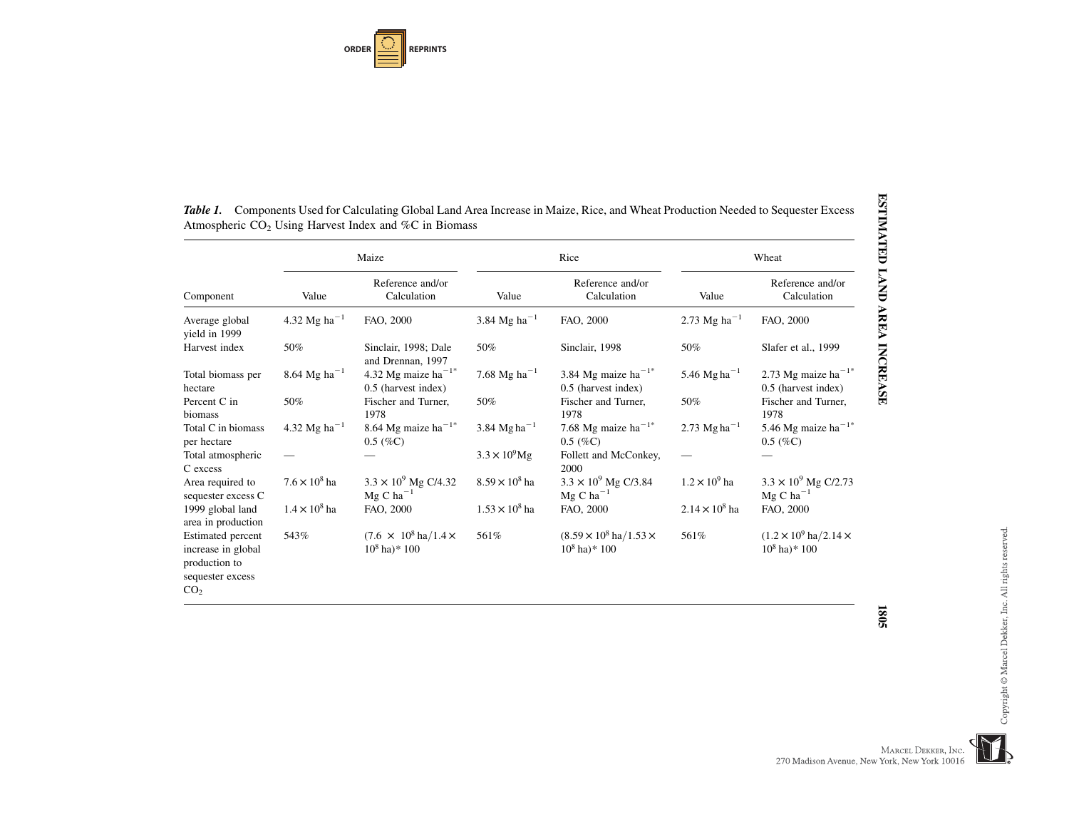*Table 1.* Components Used for Calculating Global Land Area Increase in Maize, Rice, and Wheat Production Needed to Sequester Excess Atmospheric $CO_2$ Using Harvest Index and %C in Biomass

| | Maize | | Rice | | Wheat | |
|---|---|---|---|---|---|---|
| Component | Value | Reference and/or Calculation | Value | Reference and/or Calculation | Value | Reference and/or Calculation |
| Average global yield in 1999 | 4.32 Mg $ha^{-1}$ | FAO, 2000 | 3.84 Mg $ha^{-1}$ | FAO, 2000 | 2.73 Mg $ha^{-1}$ | FAO, 2000 |
| Harvest index | 50% | Sinclair, 1998; Dale and Drennan, 1997 | 50% | Sinclair, 1998 | 50% | Slafer et al., 1999 |
| Total biomass per hectare | 8.64 Mg $ha^{-1}$ | 4.32 Mg maize $ha^{-1}$* 0.5 (harvest index) | 7.68 Mg $ha^{-1}$ | 3.84 Mg maize $ha^{-1}$* 0.5 (harvest index) | 5.46 Mg $ha^{-1}$ | 2.73 Mg maize $ha^{-1}$* 0.5 (harvest index) |
| Percent C in biomass | 50% | Fischer and Turner, 1978 | 50% | Fischer and Turner, 1978 | 50% | Fischer and Turner, 1978 |
| Total C in biomass per hectare | 4.32 Mg $ha^{-1}$ | 8.64 Mg maize $ha^{-1}$* 0.5 (%C) | 3.84 Mg $ha^{-1}$ | 7.68 Mg maize $ha^{-1}$* 0.5 (%C) | 2.73 Mg $ha^{-1}$ | 5.46 Mg maize $ha^{-1}$* 0.5 (%C) |
| Total atmospheric C excess | — | — | $3.3 \times 10^9$Mg | Follett and McConkey, 2000 | — | — |
| Area required to sequester excess C | $7.6 \times 10^8$ ha | $3.3 \times 10^9$ Mg C/4.32 Mg C $ha^{-1}$ | $8.59 \times 10^8$ ha | $3.3 \times 10^9$ Mg C/3.84 Mg C $ha^{-1}$ | $1.2 \times 10^9$ ha | $3.3 \times 10^9$ Mg C/2.73 Mg C $ha^{-1}$ |
| 1999 global land area in production | $1.4 \times 10^8$ ha | FAO, 2000 | $1.53 \times 10^8$ ha | FAO, 2000 | $2.14 \times 10^8$ ha | FAO, 2000 |
| Estimated percent increase in global production to sequester excess $CO_2$ | 543% | $(7.6 \times 10^8$ ha$/1.4 \times 10^8$ ha$)*$ 100 | 561% | $(8.59 \times 10^8$ ha$/1.53 \times 10^8$ ha$)*$ 100 | 561% | $(1.2 \times 10^9$ ha$/2.14 \times 10^8$ ha$)*$ 100 |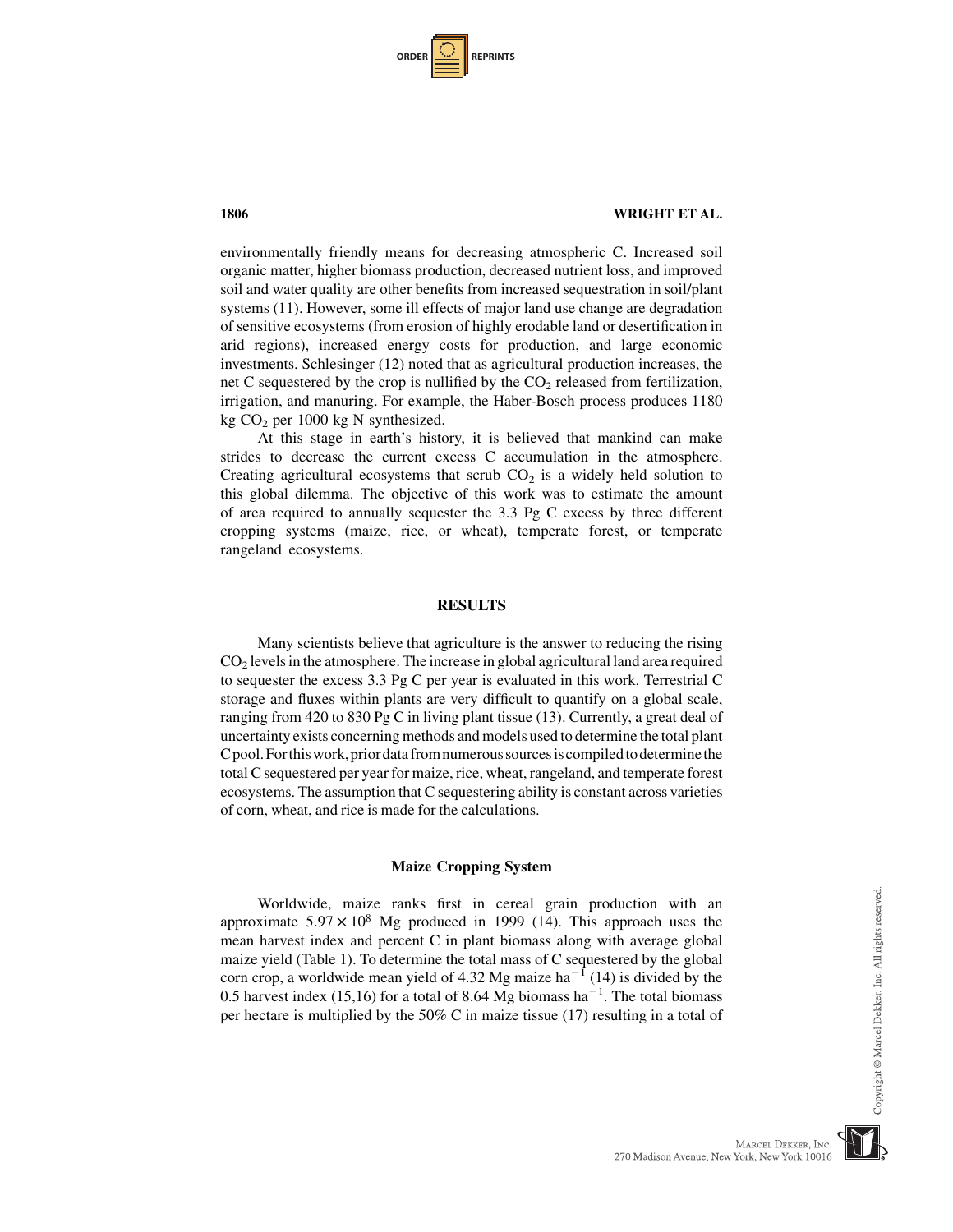environmentally friendly means for decreasing atmospheric C. Increased soil organic matter, higher biomass production, decreased nutrient loss, and improved soil and water quality are other benefits from increased sequestration in soil/plant systems (11). However, some ill effects of major land use change are degradation of sensitive ecosystems (from erosion of highly erodable land or desertification in arid regions), increased energy costs for production, and large economic investments. Schlesinger (12) noted that as agricultural production increases, the net C sequestered by the crop is nullified by the $CO_2$ released from fertilization, irrigation, and manuring. For example, the Haber-Bosch process produces 1180 kg $CO_2$ per 1000 kg N synthesized.

At this stage in earth's history, it is believed that mankind can make strides to decrease the current excess C accumulation in the atmosphere. Creating agricultural ecosystems that scrub $CO_2$ is a widely held solution to this global dilemma. The objective of this work was to estimate the amount of area required to annually sequester the 3.3 Pg C excess by three different cropping systems (maize, rice, or wheat), temperate forest, or temperate rangeland ecosystems.

## RESULTS

Many scientists believe that agriculture is the answer to reducing the rising $CO_2$ levels in the atmosphere. The increase in global agricultural land area required to sequester the excess 3.3 Pg C per year is evaluated in this work. Terrestrial C storage and fluxes within plants are very difficult to quantify on a global scale, ranging from 420 to 830 Pg C in living plant tissue (13). Currently, a great deal of uncertainty exists concerning methods and models used to determine the total plant C pool. For this work, prior data from numerous sources is compiled to determine the total C sequestered per year for maize, rice, wheat, rangeland, and temperate forest ecosystems. The assumption that C sequestering ability is constant across varieties of corn, wheat, and rice is made for the calculations.

### Maize Cropping System

Worldwide, maize ranks first in cereal grain production with an approximate $5.97 \times 10^8$ Mg produced in 1999 (14). This approach uses the mean harvest index and percent C in plant biomass along with average global maize yield (Table 1). To determine the total mass of C sequestered by the global corn crop, a worldwide mean yield of 4.32 Mg maize $ha^{-1}$ (14) is divided by the 0.5 harvest index (15,16) for a total of 8.64 Mg biomass $ha^{-1}$. The total biomass per hectare is multiplied by the 50% C in maize tissue (17) resulting in a total of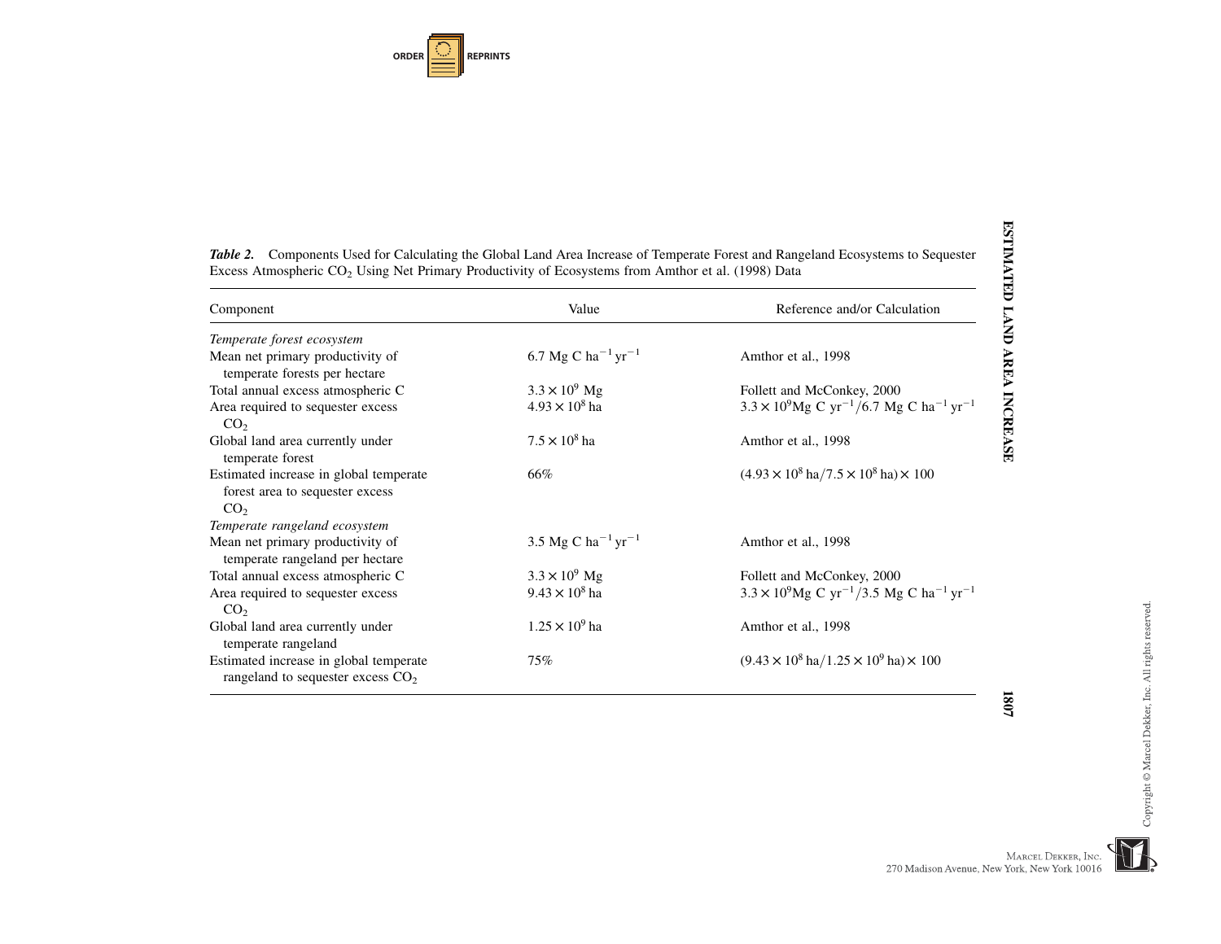*Table 2.* Components Used for Calculating the Global Land Area Increase of Temperate Forest and Rangeland Ecosystems to Sequester Excess Atmospheric $CO_2$ Using Net Primary Productivity of Ecosystems from Amthor et al. (1998) Data

| Component | Value | Reference and/or Calculation |
|---|---|---|
| *Temperate forest ecosystem* | | |
| Mean net primary productivity of temperate forests per hectare | 6.7 Mg C $ha^{-1}$ $yr^{-1}$ | Amthor et al., 1998 |
| Total annual excess atmospheric C | $3.3 \times 10^9$ Mg | Follett and McConkey, 2000 |
| Area required to sequester excess $CO_2$ | $4.93 \times 10^8$ ha | $3.3 \times 10^9$Mg C $yr^{-1}$/6.7 Mg C $ha^{-1}$ $yr^{-1}$ |
| Global land area currently under temperate forest | $7.5 \times 10^8$ ha | Amthor et al., 1998 |
| Estimated increase in global temperate forest area to sequester excess $CO_2$ | 66% | $(4.93 \times 10^8\ \text{ha}/7.5 \times 10^8\ \text{ha}) \times 100$ |
| *Temperate rangeland ecosystem* | | |
| Mean net primary productivity of temperate rangeland per hectare | 3.5 Mg C $ha^{-1}$ $yr^{-1}$ | Amthor et al., 1998 |
| Total annual excess atmospheric C | $3.3 \times 10^9$ Mg | Follett and McConkey, 2000 |
| Area required to sequester excess $CO_2$ | $9.43 \times 10^8$ ha | $3.3 \times 10^9$Mg C $yr^{-1}$/3.5 Mg C $ha^{-1}$ $yr^{-1}$ |
| Global land area currently under temperate rangeland | $1.25 \times 10^9$ ha | Amthor et al., 1998 |
| Estimated increase in global temperate rangeland to sequester excess $CO_2$ | 75% | $(9.43 \times 10^8\ \text{ha}/1.25 \times 10^9\ \text{ha}) \times 100$ |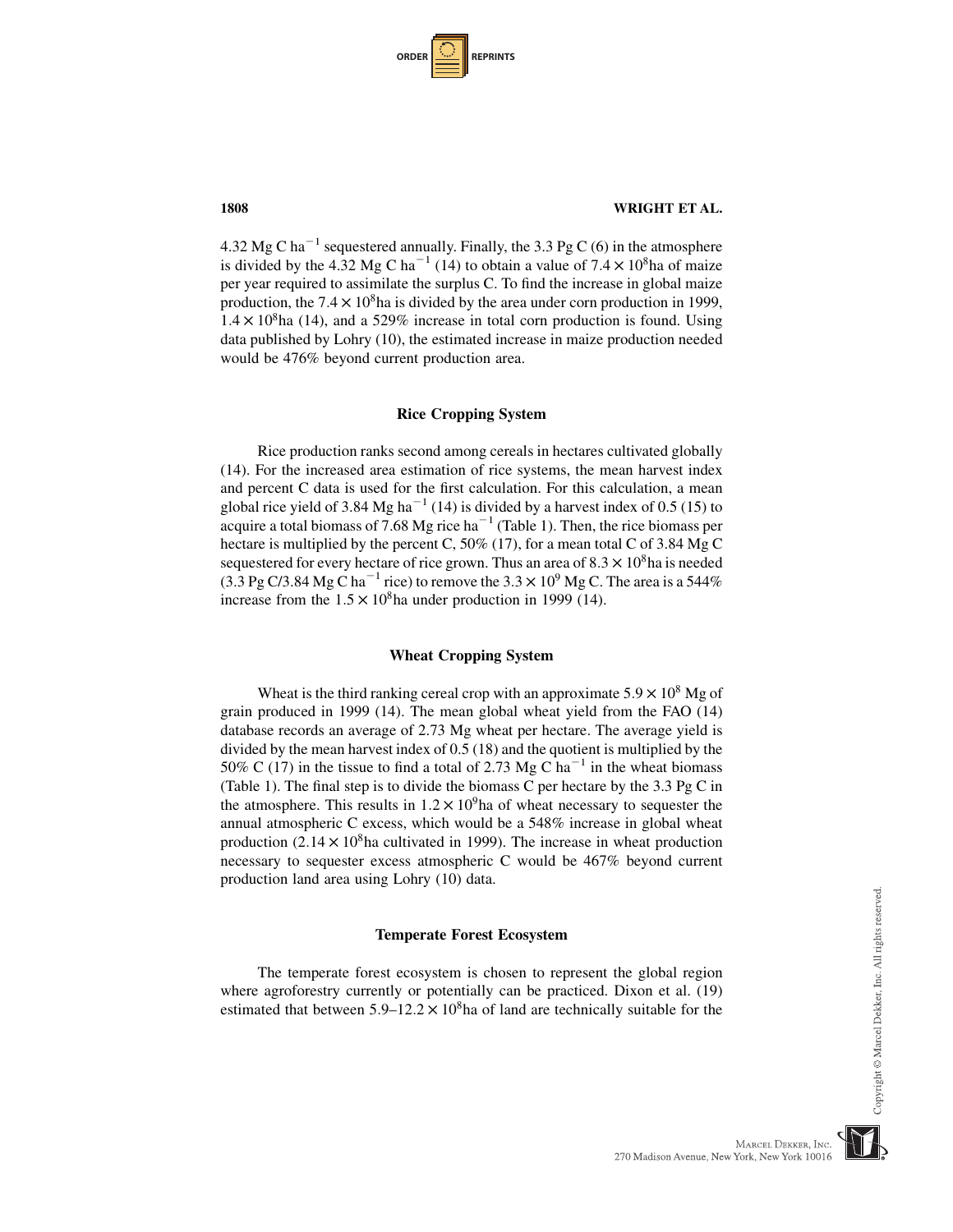4.32 Mg C $ha^{-1}$ sequestered annually. Finally, the 3.3 Pg C (6) in the atmosphere is divided by the 4.32 Mg C $ha^{-1}$ (14) to obtain a value of $7.4 \times 10^8$ha of maize per year required to assimilate the surplus C. To find the increase in global maize production, the $7.4 \times 10^8$ha is divided by the area under corn production in 1999, $1.4 \times 10^8$ha (14), and a 529% increase in total corn production is found. Using data published by Lohry (10), the estimated increase in maize production needed would be 476% beyond current production area.

### Rice Cropping System

Rice production ranks second among cereals in hectares cultivated globally (14). For the increased area estimation of rice systems, the mean harvest index and percent C data is used for the first calculation. For this calculation, a mean global rice yield of 3.84 Mg $ha^{-1}$ (14) is divided by a harvest index of 0.5 (15) to acquire a total biomass of 7.68 Mg rice $ha^{-1}$ (Table 1). Then, the rice biomass per hectare is multiplied by the percent C, 50% (17), for a mean total C of 3.84 Mg C sequestered for every hectare of rice grown. Thus an area of $8.3 \times 10^8$ha is needed (3.3 Pg C/3.84 Mg C $ha^{-1}$ rice) to remove the $3.3 \times 10^9$ Mg C. The area is a 544% increase from the $1.5 \times 10^8$ha under production in 1999 (14).

### Wheat Cropping System

Wheat is the third ranking cereal crop with an approximate $5.9 \times 10^8$ Mg of grain produced in 1999 (14). The mean global wheat yield from the FAO (14) database records an average of 2.73 Mg wheat per hectare. The average yield is divided by the mean harvest index of 0.5 (18) and the quotient is multiplied by the 50% C (17) in the tissue to find a total of 2.73 Mg C $ha^{-1}$ in the wheat biomass (Table 1). The final step is to divide the biomass C per hectare by the 3.3 Pg C in the atmosphere. This results in $1.2 \times 10^9$ha of wheat necessary to sequester the annual atmospheric C excess, which would be a 548% increase in global wheat production ($2.14 \times 10^8$ha cultivated in 1999). The increase in wheat production necessary to sequester excess atmospheric C would be 467% beyond current production land area using Lohry (10) data.

### Temperate Forest Ecosystem

The temperate forest ecosystem is chosen to represent the global region where agroforestry currently or potentially can be practiced. Dixon et al. (19) estimated that between $5.9–12.2 \times 10^8$ha of land are technically suitable for the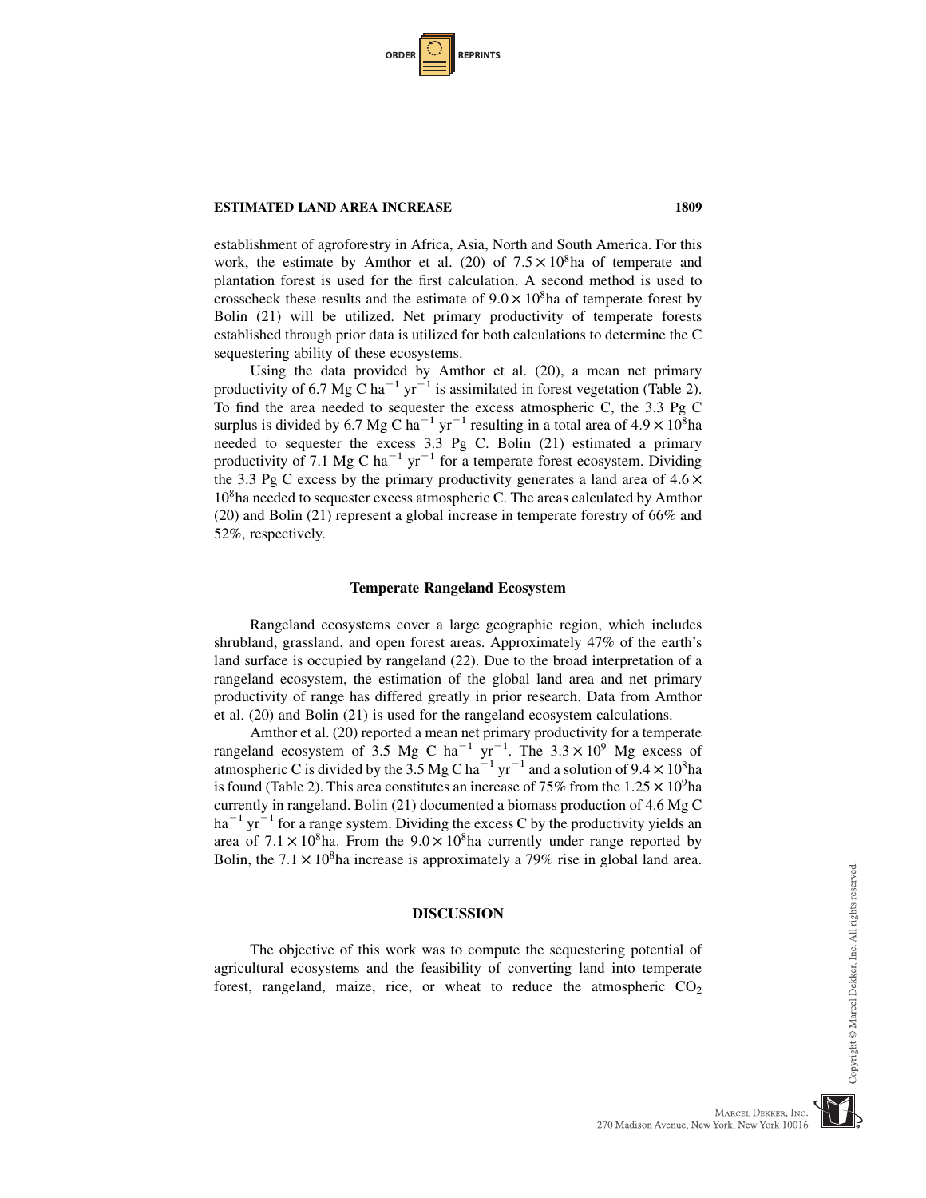establishment of agroforestry in Africa, Asia, North and South America. For this work, the estimate by Amthor et al. (20) of $7.5 \times 10^8$ha of temperate and plantation forest is used for the first calculation. A second method is used to crosscheck these results and the estimate of $9.0 \times 10^8$ha of temperate forest by Bolin (21) will be utilized. Net primary productivity of temperate forests established through prior data is utilized for both calculations to determine the C sequestering ability of these ecosystems.

Using the data provided by Amthor et al. (20), a mean net primary productivity of 6.7 Mg C $ha^{-1}$ $yr^{-1}$ is assimilated in forest vegetation (Table 2). To find the area needed to sequester the excess atmospheric C, the 3.3 Pg C surplus is divided by 6.7 Mg C $ha^{-1}$ $yr^{-1}$ resulting in a total area of $4.9 \times 10^8$ha needed to sequester the excess 3.3 Pg C. Bolin (21) estimated a primary productivity of 7.1 Mg C $ha^{-1}$ $yr^{-1}$ for a temperate forest ecosystem. Dividing the 3.3 Pg C excess by the primary productivity generates a land area of $4.6 \times 10^8$ha needed to sequester excess atmospheric C. The areas calculated by Amthor (20) and Bolin (21) represent a global increase in temperate forestry of 66% and 52%, respectively.

### Temperate Rangeland Ecosystem

Rangeland ecosystems cover a large geographic region, which includes shrubland, grassland, and open forest areas. Approximately 47% of the earth's land surface is occupied by rangeland (22). Due to the broad interpretation of a rangeland ecosystem, the estimation of the global land area and net primary productivity of range has differed greatly in prior research. Data from Amthor et al. (20) and Bolin (21) is used for the rangeland ecosystem calculations.

Amthor et al. (20) reported a mean net primary productivity for a temperate rangeland ecosystem of 3.5 Mg C $ha^{-1}$ $yr^{-1}$. The $3.3 \times 10^9$ Mg excess of atmospheric C is divided by the 3.5 Mg C $ha^{-1}$ $yr^{-1}$ and a solution of $9.4 \times 10^8$ha is found (Table 2). This area constitutes an increase of 75% from the $1.25 \times 10^9$ha currently in rangeland. Bolin (21) documented a biomass production of 4.6 Mg C $ha^{-1}$ $yr^{-1}$ for a range system. Dividing the excess C by the productivity yields an area of $7.1 \times 10^8$ha. From the $9.0 \times 10^8$ha currently under range reported by Bolin, the $7.1 \times 10^8$ha increase is approximately a 79% rise in global land area.

## DISCUSSION

The objective of this work was to compute the sequestering potential of agricultural ecosystems and the feasibility of converting land into temperate forest, rangeland, maize, rice, or wheat to reduce the atmospheric $CO_2$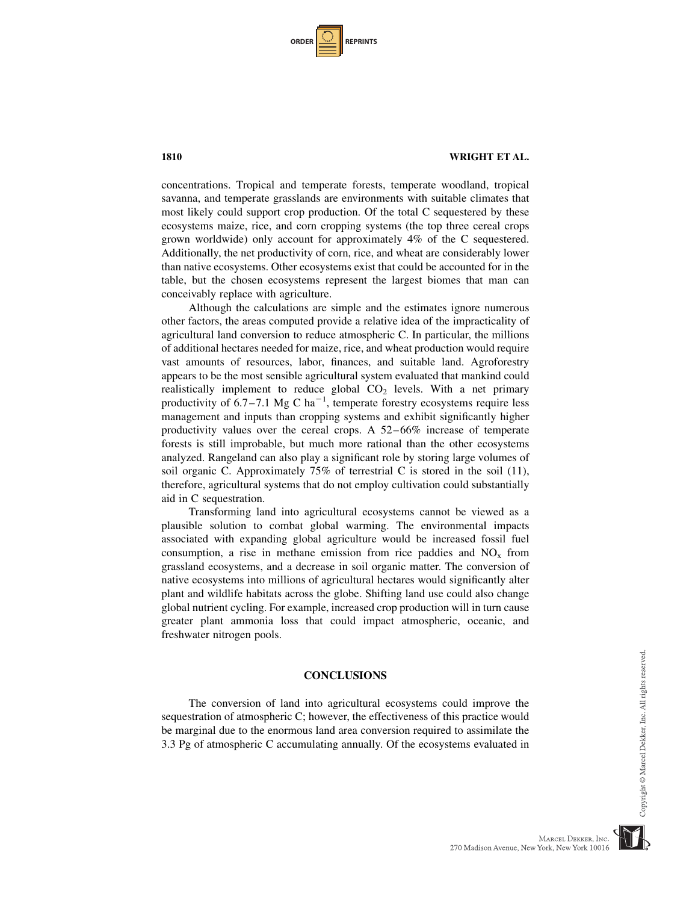concentrations. Tropical and temperate forests, temperate woodland, tropical savanna, and temperate grasslands are environments with suitable climates that most likely could support crop production. Of the total C sequestered by these ecosystems maize, rice, and corn cropping systems (the top three cereal crops grown worldwide) only account for approximately 4% of the C sequestered. Additionally, the net productivity of corn, rice, and wheat are considerably lower than native ecosystems. Other ecosystems exist that could be accounted for in the table, but the chosen ecosystems represent the largest biomes that man can conceivably replace with agriculture.

Although the calculations are simple and the estimates ignore numerous other factors, the areas computed provide a relative idea of the impracticality of agricultural land conversion to reduce atmospheric C. In particular, the millions of additional hectares needed for maize, rice, and wheat production would require vast amounts of resources, labor, finances, and suitable land. Agroforestry appears to be the most sensible agricultural system evaluated that mankind could realistically implement to reduce global $CO_2$ levels. With a net primary productivity of 6.7–7.1 Mg C $ha^{-1}$, temperate forestry ecosystems require less management and inputs than cropping systems and exhibit significantly higher productivity values over the cereal crops. A 52–66% increase of temperate forests is still improbable, but much more rational than the other ecosystems analyzed. Rangeland can also play a significant role by storing large volumes of soil organic C. Approximately 75% of terrestrial C is stored in the soil (11), therefore, agricultural systems that do not employ cultivation could substantially aid in C sequestration.

Transforming land into agricultural ecosystems cannot be viewed as a plausible solution to combat global warming. The environmental impacts associated with expanding global agriculture would be increased fossil fuel consumption, a rise in methane emission from rice paddies and $NO_x$ from grassland ecosystems, and a decrease in soil organic matter. The conversion of native ecosystems into millions of agricultural hectares would significantly alter plant and wildlife habitats across the globe. Shifting land use could also change global nutrient cycling. For example, increased crop production will in turn cause greater plant ammonia loss that could impact atmospheric, oceanic, and freshwater nitrogen pools.

## CONCLUSIONS

The conversion of land into agricultural ecosystems could improve the sequestration of atmospheric C; however, the effectiveness of this practice would be marginal due to the enormous land area conversion required to assimilate the 3.3 Pg of atmospheric C accumulating annually. Of the ecosystems evaluated in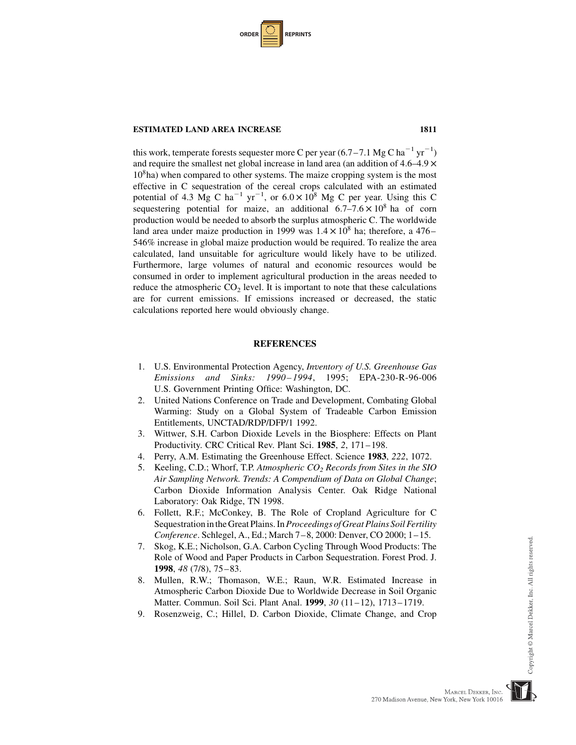this work, temperate forests sequester more C per year (6.7–7.1 Mg C $ha^{-1}$ $yr^{-1}$) and require the smallest net global increase in land area (an addition of 4.6–4.9 × $10^8$ha) when compared to other systems. The maize cropping system is the most effective in C sequestration of the cereal crops calculated with an estimated potential of 4.3 Mg C $ha^{-1}$ $yr^{-1}$, or 6.0 × $10^8$ Mg C per year. Using this C sequestering potential for maize, an additional 6.7–7.6 × $10^8$ ha of corn production would be needed to absorb the surplus atmospheric C. The worldwide land area under maize production in 1999 was 1.4 × $10^8$ ha; therefore, a 476–546% increase in global maize production would be required. To realize the area calculated, land unsuitable for agriculture would likely have to be utilized. Furthermore, large volumes of natural and economic resources would be consumed in order to implement agricultural production in the areas needed to reduce the atmospheric $CO_2$ level. It is important to note that these calculations are for current emissions. If emissions increased or decreased, the static calculations reported here would obviously change.

## REFERENCES

1. U.S. Environmental Protection Agency, *Inventory of U.S. Greenhouse Gas Emissions and Sinks: 1990–1994*, 1995; EPA-230-R-96-006 U.S. Government Printing Office: Washington, DC.
2. United Nations Conference on Trade and Development, Combating Global Warming: Study on a Global System of Tradeable Carbon Emission Entitlements, UNCTAD/RDP/DFP/1 1992.
3. Wittwer, S.H. Carbon Dioxide Levels in the Biosphere: Effects on Plant Productivity. CRC Critical Rev. Plant Sci. **1985**, *2*, 171–198.
4. Perry, A.M. Estimating the Greenhouse Effect. Science **1983**, *222*, 1072.
5. Keeling, C.D.; Whorf, T.P. *Atmospheric $CO_2$ Records from Sites in the SIO Air Sampling Network. Trends: A Compendium of Data on Global Change*; Carbon Dioxide Information Analysis Center. Oak Ridge National Laboratory: Oak Ridge, TN 1998.
6. Follett, R.F.; McConkey, B. The Role of Cropland Agriculture for C Sequestration in the Great Plains. In *Proceedings of Great Plains Soil Fertility Conference*. Schlegel, A., Ed.; March 7–8, 2000: Denver, CO 2000; 1–15.
7. Skog, K.E.; Nicholson, G.A. Carbon Cycling Through Wood Products: The Role of Wood and Paper Products in Carbon Sequestration. Forest Prod. J. **1998**, *48* (7/8), 75–83.
8. Mullen, R.W.; Thomason, W.E.; Raun, W.R. Estimated Increase in Atmospheric Carbon Dioxide Due to Worldwide Decrease in Soil Organic Matter. Commun. Soil Sci. Plant Anal. **1999**, *30* (11–12), 1713–1719.
9. Rosenzweig, C.; Hillel, D. Carbon Dioxide, Climate Change, and Crop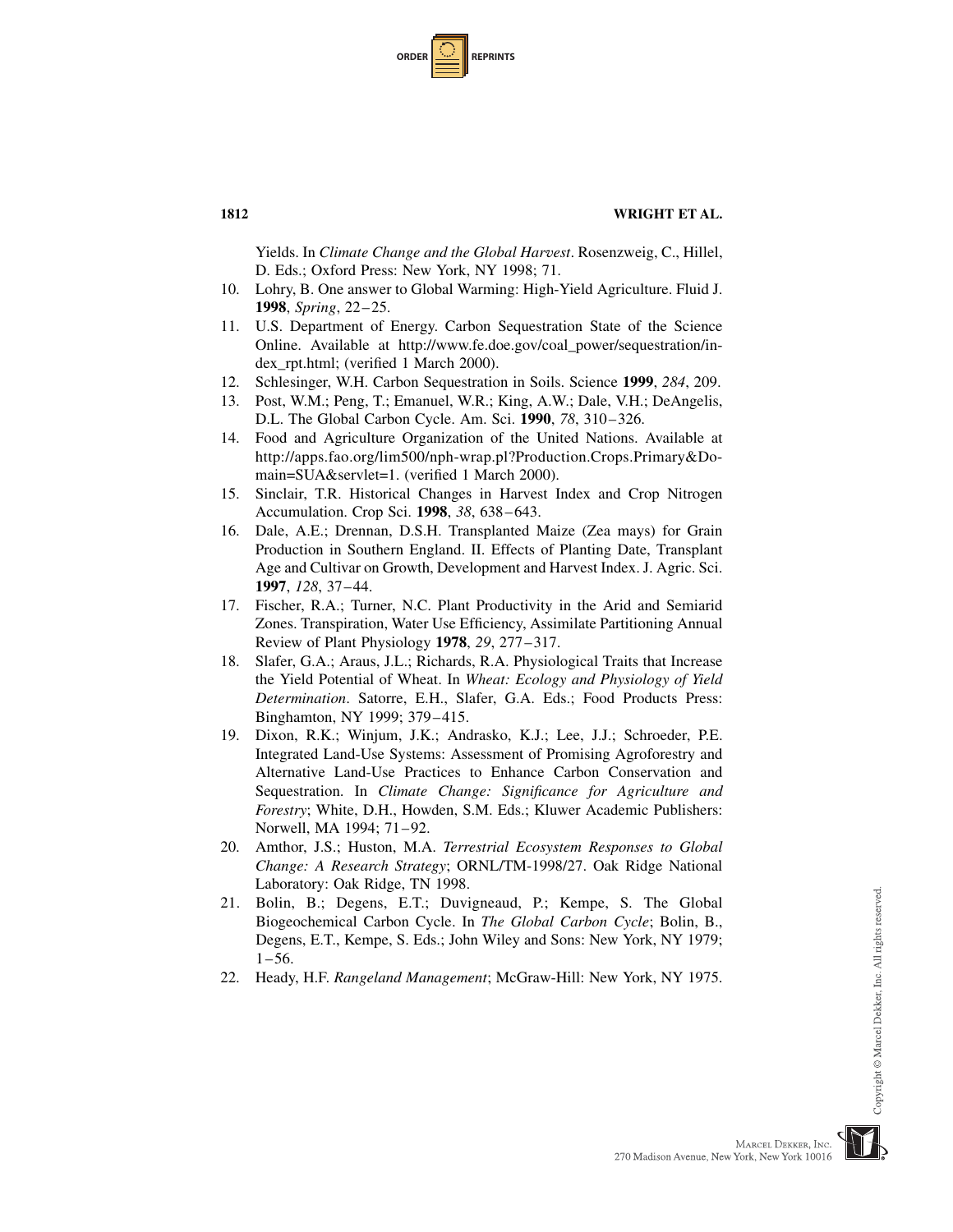Yields. In *Climate Change and the Global Harvest*. Rosenzweig, C., Hillel, D. Eds.; Oxford Press: New York, NY 1998; 71.

10. Lohry, B. One answer to Global Warming: High-Yield Agriculture. Fluid J. **1998**, *Spring*, 22–25.
11. U.S. Department of Energy. Carbon Sequestration State of the Science Online. Available at http://www.fe.doe.gov/coal_power/sequestration/index_rpt.html; (verified 1 March 2000).
12. Schlesinger, W.H. Carbon Sequestration in Soils. Science **1999**, *284*, 209.
13. Post, W.M.; Peng, T.; Emanuel, W.R.; King, A.W.; Dale, V.H.; DeAngelis, D.L. The Global Carbon Cycle. Am. Sci. **1990**, *78*, 310–326.
14. Food and Agriculture Organization of the United Nations. Available at http://apps.fao.org/lim500/nph-wrap.pl?Production.Crops.Primary&Domain=SUA&servlet=1. (verified 1 March 2000).
15. Sinclair, T.R. Historical Changes in Harvest Index and Crop Nitrogen Accumulation. Crop Sci. **1998**, *38*, 638–643.
16. Dale, A.E.; Drennan, D.S.H. Transplanted Maize (Zea mays) for Grain Production in Southern England. II. Effects of Planting Date, Transplant Age and Cultivar on Growth, Development and Harvest Index. J. Agric. Sci. **1997**, *128*, 37–44.
17. Fischer, R.A.; Turner, N.C. Plant Productivity in the Arid and Semiarid Zones. Transpiration, Water Use Efficiency, Assimilate Partitioning Annual Review of Plant Physiology **1978**, *29*, 277–317.
18. Slafer, G.A.; Araus, J.L.; Richards, R.A. Physiological Traits that Increase the Yield Potential of Wheat. In *Wheat: Ecology and Physiology of Yield Determination*. Satorre, E.H., Slafer, G.A. Eds.; Food Products Press: Binghamton, NY 1999; 379–415.
19. Dixon, R.K.; Winjum, J.K.; Andrasko, K.J.; Lee, J.J.; Schroeder, P.E. Integrated Land-Use Systems: Assessment of Promising Agroforestry and Alternative Land-Use Practices to Enhance Carbon Conservation and Sequestration. In *Climate Change: Significance for Agriculture and Forestry*; White, D.H., Howden, S.M. Eds.; Kluwer Academic Publishers: Norwell, MA 1994; 71–92.
20. Amthor, J.S.; Huston, M.A. *Terrestrial Ecosystem Responses to Global Change: A Research Strategy*; ORNL/TM-1998/27. Oak Ridge National Laboratory: Oak Ridge, TN 1998.
21. Bolin, B.; Degens, E.T.; Duvigneaud, P.; Kempe, S. The Global Biogeochemical Carbon Cycle. In *The Global Carbon Cycle*; Bolin, B., Degens, E.T., Kempe, S. Eds.; John Wiley and Sons: New York, NY 1979; 1–56.
22. Heady, H.F. *Rangeland Management*; McGraw-Hill: New York, NY 1975.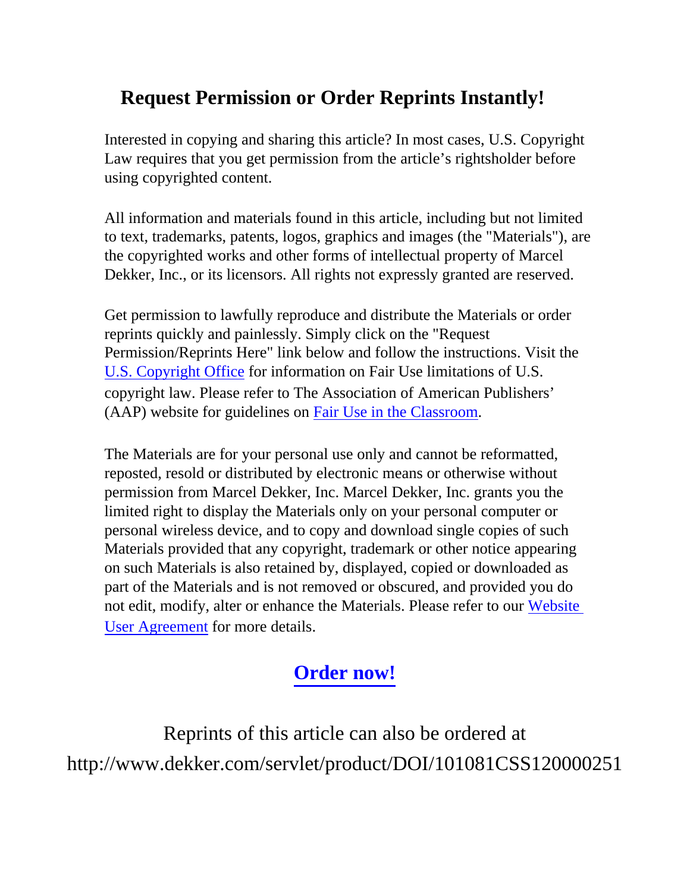# Request Permission or Order Reprints Instantly!

Interested in copying and sharing this article? In most cases, U.S. Copyright Law requires that you get permission from the article's rightsholder before using copyrighted content.

All information and materials found in this article, including but not limited to text, trademarks, patents, logos, graphics and images (the "Materials"), are the copyrighted works and other forms of intellectual property of Marcel Dekker, Inc., or its licensors. All rights not expressly granted are reserved.

Get permission to lawfully reproduce and distribute the Materials or order reprints quickly and painlessly. Simply click on the "Request Permission/Reprints Here" link below and follow the instructions. Visit the U.S. Copyright Office for information on Fair Use limitations of U.S. copyright law. Please refer to The Association of American Publishers' (AAP) website for guidelines on Fair Use in the Classroom.

The Materials are for your personal use only and cannot be reformatted, reposted, resold or distributed by electronic means or otherwise without permission from Marcel Dekker, Inc. Marcel Dekker, Inc. grants you the limited right to display the Materials only on your personal computer or personal wireless device, and to copy and download single copies of such Materials provided that any copyright, trademark or other notice appearing on such Materials is also retained by, displayed, copied or downloaded as part of the Materials and is not removed or obscured, and provided you do not edit, modify, alter or enhance the Materials. Please refer to our Website User Agreement for more details.

**Order now!**

Reprints of this article can also be ordered at
http://www.dekker.com/servlet/product/DOI/101081CSS120000251